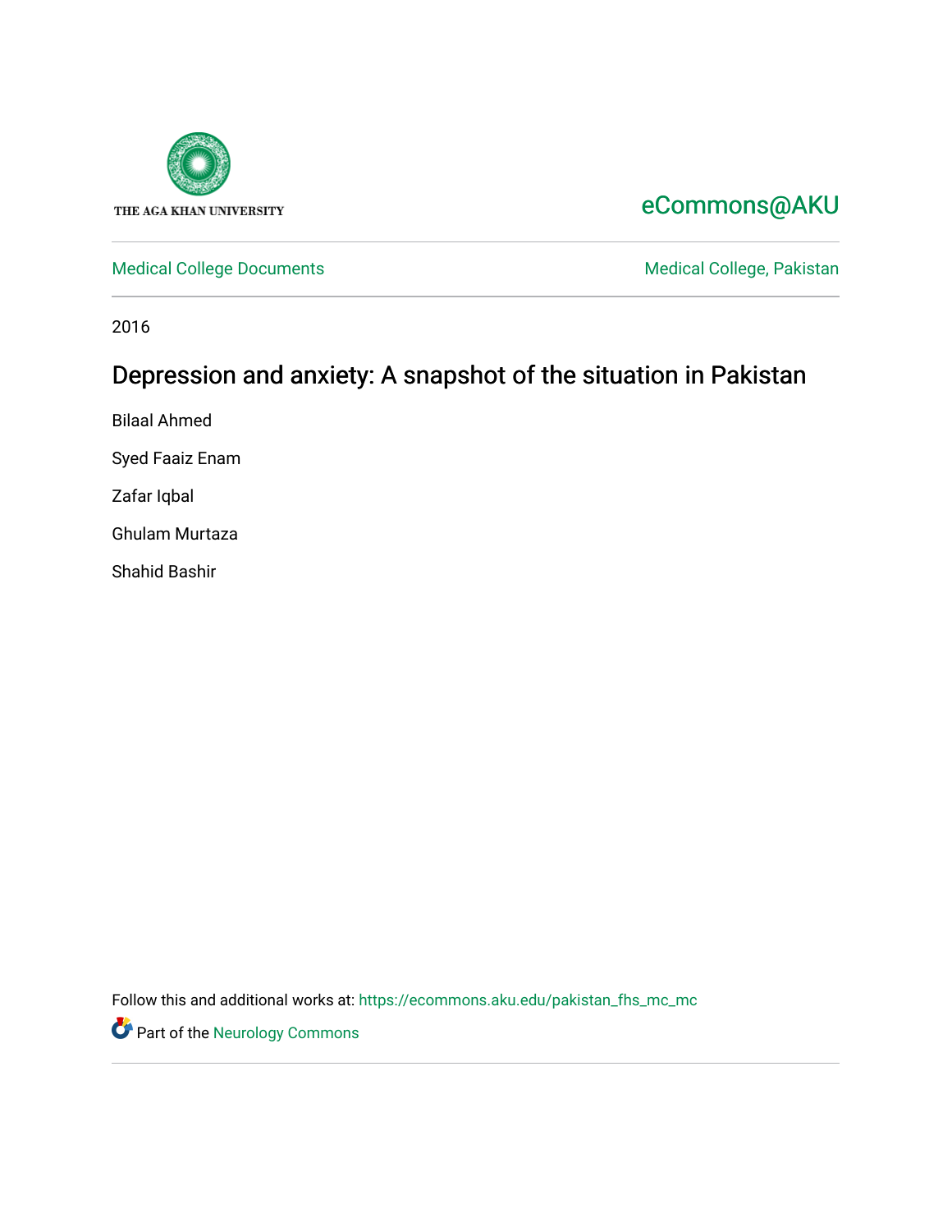THE AGA KHAN UNIVERSITY

eCommons@AKU

Medical College Documents

Medical College, Pakistan

2016

# Depression and anxiety: A snapshot of the situation in Pakistan

Bilaal Ahmed

Syed Faaiz Enam

Zafar Iqbal

Ghulam Murtaza

Shahid Bashir

Follow this and additional works at: https://ecommons.aku.edu/pakistan_fhs_mc_mc

Part of the Neurology Commons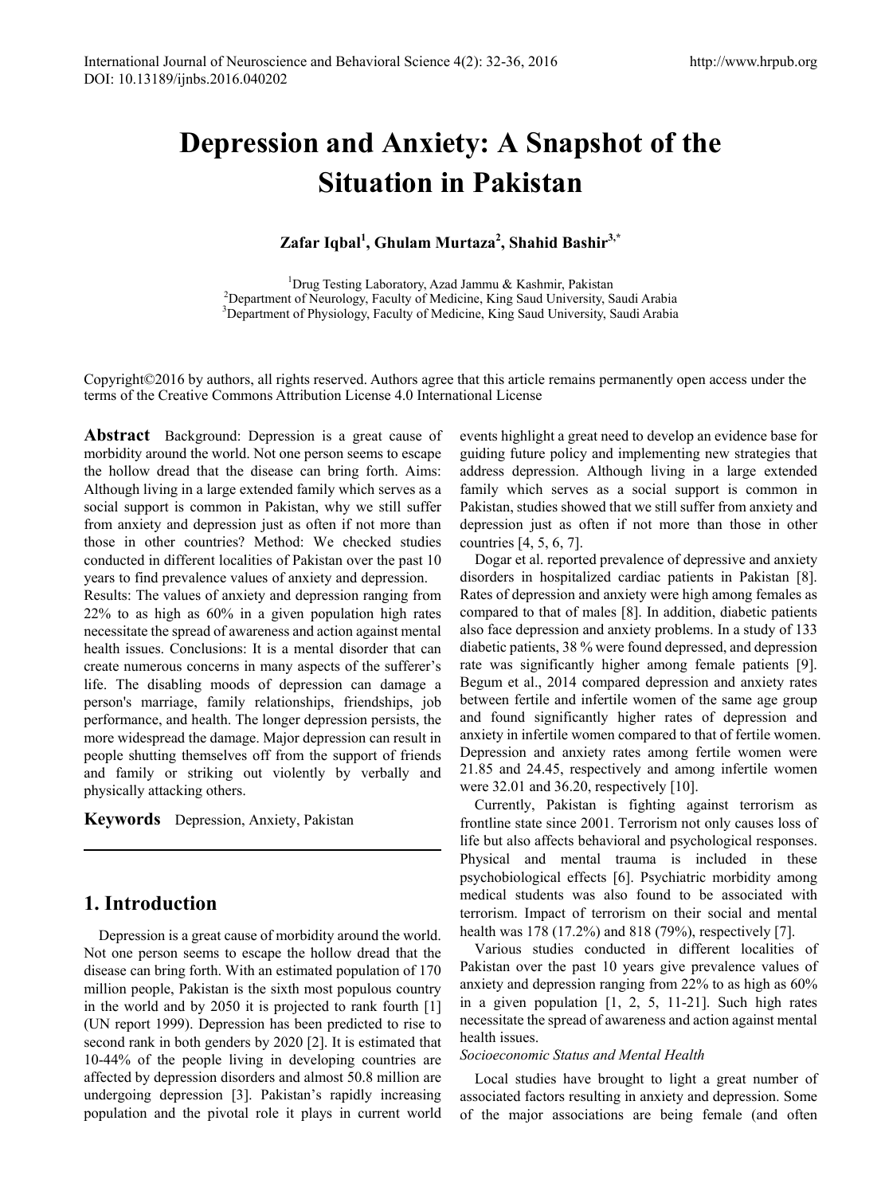# Depression and Anxiety: A Snapshot of the Situation in Pakistan

**Zafar Iqbal[1], Ghulam Murtaza[2], Shahid Bashir[3,*]**

[1]Drug Testing Laboratory, Azad Jammu & Kashmir, Pakistan
[2]Department of Neurology, Faculty of Medicine, King Saud University, Saudi Arabia
[3]Department of Physiology, Faculty of Medicine, King Saud University, Saudi Arabia

Copyright©2016 by authors, all rights reserved. Authors agree that this article remains permanently open access under the terms of the Creative Commons Attribution License 4.0 International License

**Abstract** Background: Depression is a great cause of morbidity around the world. Not one person seems to escape the hollow dread that the disease can bring forth. Aims: Although living in a large extended family which serves as a social support is common in Pakistan, why we still suffer from anxiety and depression just as often if not more than those in other countries? Method: We checked studies conducted in different localities of Pakistan over the past 10 years to find prevalence values of anxiety and depression.
Results: The values of anxiety and depression ranging from 22% to as high as 60% in a given population high rates necessitate the spread of awareness and action against mental health issues. Conclusions: It is a mental disorder that can create numerous concerns in many aspects of the sufferer's life. The disabling moods of depression can damage a person's marriage, family relationships, friendships, job performance, and health. The longer depression persists, the more widespread the damage. Major depression can result in people shutting themselves off from the support of friends and family or striking out violently by verbally and physically attacking others.

**Keywords** Depression, Anxiety, Pakistan

## 1. Introduction

Depression is a great cause of morbidity around the world. Not one person seems to escape the hollow dread that the disease can bring forth. With an estimated population of 170 million people, Pakistan is the sixth most populous country in the world and by 2050 it is projected to rank fourth [1] (UN report 1999). Depression has been predicted to rise to second rank in both genders by 2020 [2]. It is estimated that 10-44% of the people living in developing countries are affected by depression disorders and almost 50.8 million are undergoing depression [3]. Pakistan's rapidly increasing population and the pivotal role it plays in current world events highlight a great need to develop an evidence base for guiding future policy and implementing new strategies that address depression. Although living in a large extended family which serves as a social support is common in Pakistan, studies showed that we still suffer from anxiety and depression just as often if not more than those in other countries [4, 5, 6, 7].

Dogar et al. reported prevalence of depressive and anxiety disorders in hospitalized cardiac patients in Pakistan [8]. Rates of depression and anxiety were high among females as compared to that of males [8]. In addition, diabetic patients also face depression and anxiety problems. In a study of 133 diabetic patients, 38 % were found depressed, and depression rate was significantly higher among female patients [9]. Begum et al., 2014 compared depression and anxiety rates between fertile and infertile women of the same age group and found significantly higher rates of depression and anxiety in infertile women compared to that of fertile women. Depression and anxiety rates among fertile women were 21.85 and 24.45, respectively and among infertile women were 32.01 and 36.20, respectively [10].

Currently, Pakistan is fighting against terrorism as frontline state since 2001. Terrorism not only causes loss of life but also affects behavioral and psychological responses. Physical and mental trauma is included in these psychobiological effects [6]. Psychiatric morbidity among medical students was also found to be associated with terrorism. Impact of terrorism on their social and mental health was 178 (17.2%) and 818 (79%), respectively [7].

Various studies conducted in different localities of Pakistan over the past 10 years give prevalence values of anxiety and depression ranging from 22% to as high as 60% in a given population [1, 2, 5, 11-21]. Such high rates necessitate the spread of awareness and action against mental health issues.

*Socioeconomic Status and Mental Health*

Local studies have brought to light a great number of associated factors resulting in anxiety and depression. Some of the major associations are being female (and often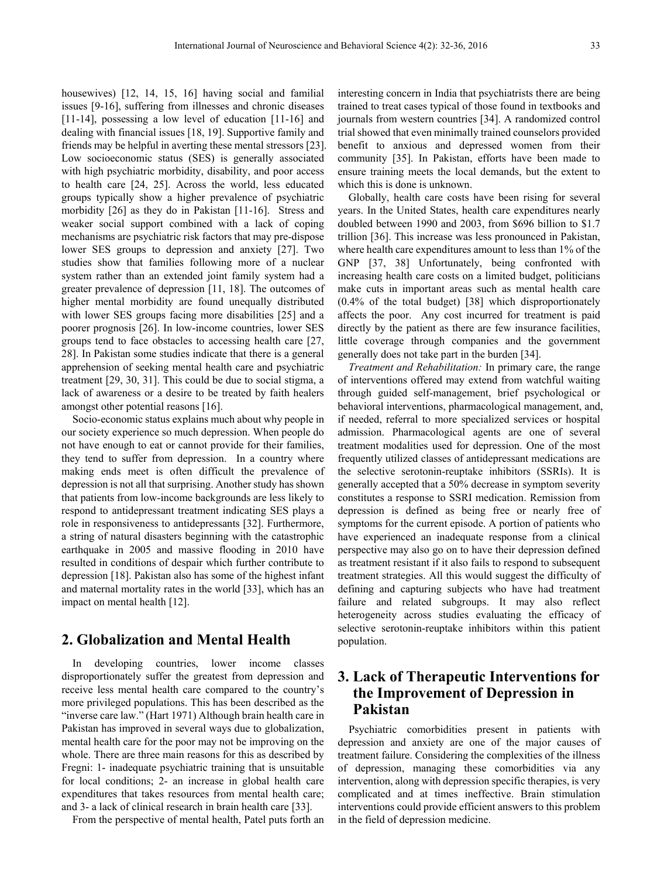housewives) [12, 14, 15, 16] having social and familial issues [9-16], suffering from illnesses and chronic diseases [11-14], possessing a low level of education [11-16] and dealing with financial issues [18, 19]. Supportive family and friends may be helpful in averting these mental stressors [23]. Low socioeconomic status (SES) is generally associated with high psychiatric morbidity, disability, and poor access to health care [24, 25]. Across the world, less educated groups typically show a higher prevalence of psychiatric morbidity [26] as they do in Pakistan [11-16]. Stress and weaker social support combined with a lack of coping mechanisms are psychiatric risk factors that may pre-dispose lower SES groups to depression and anxiety [27]. Two studies show that families following more of a nuclear system rather than an extended joint family system had a greater prevalence of depression [11, 18]. The outcomes of higher mental morbidity are found unequally distributed with lower SES groups facing more disabilities [25] and a poorer prognosis [26]. In low-income countries, lower SES groups tend to face obstacles to accessing health care [27, 28]. In Pakistan some studies indicate that there is a general apprehension of seeking mental health care and psychiatric treatment [29, 30, 31]. This could be due to social stigma, a lack of awareness or a desire to be treated by faith healers amongst other potential reasons [16].

Socio-economic status explains much about why people in our society experience so much depression. When people do not have enough to eat or cannot provide for their families, they tend to suffer from depression. In a country where making ends meet is often difficult the prevalence of depression is not all that surprising. Another study has shown that patients from low-income backgrounds are less likely to respond to antidepressant treatment indicating SES plays a role in responsiveness to antidepressants [32]. Furthermore, a string of natural disasters beginning with the catastrophic earthquake in 2005 and massive flooding in 2010 have resulted in conditions of despair which further contribute to depression [18]. Pakistan also has some of the highest infant and maternal mortality rates in the world [33], which has an impact on mental health [12].

## 2. Globalization and Mental Health

In developing countries, lower income classes disproportionately suffer the greatest from depression and receive less mental health care compared to the country's more privileged populations. This has been described as the "inverse care law." (Hart 1971) Although brain health care in Pakistan has improved in several ways due to globalization, mental health care for the poor may not be improving on the whole. There are three main reasons for this as described by Fregni: 1- inadequate psychiatric training that is unsuitable for local conditions; 2- an increase in global health care expenditures that takes resources from mental health care; and 3- a lack of clinical research in brain health care [33].

From the perspective of mental health, Patel puts forth an interesting concern in India that psychiatrists there are being trained to treat cases typical of those found in textbooks and journals from western countries [34]. A randomized control trial showed that even minimally trained counselors provided benefit to anxious and depressed women from their community [35]. In Pakistan, efforts have been made to ensure training meets the local demands, but the extent to which this is done is unknown.

Globally, health care costs have been rising for several years. In the United States, health care expenditures nearly doubled between 1990 and 2003, from $696 billion to $1.7 trillion [36]. This increase was less pronounced in Pakistan, where health care expenditures amount to less than 1% of the GNP [37, 38] Unfortunately, being confronted with increasing health care costs on a limited budget, politicians make cuts in important areas such as mental health care (0.4% of the total budget) [38] which disproportionately affects the poor. Any cost incurred for treatment is paid directly by the patient as there are few insurance facilities, little coverage through companies and the government generally does not take part in the burden [34].

*Treatment and Rehabilitation:* In primary care, the range of interventions offered may extend from watchful waiting through guided self-management, brief psychological or behavioral interventions, pharmacological management, and, if needed, referral to more specialized services or hospital admission. Pharmacological agents are one of several treatment modalities used for depression. One of the most frequently utilized classes of antidepressant medications are the selective serotonin-reuptake inhibitors (SSRIs). It is generally accepted that a 50% decrease in symptom severity constitutes a response to SSRI medication. Remission from depression is defined as being free or nearly free of symptoms for the current episode. A portion of patients who have experienced an inadequate response from a clinical perspective may also go on to have their depression defined as treatment resistant if it also fails to respond to subsequent treatment strategies. All this would suggest the difficulty of defining and capturing subjects who have had treatment failure and related subgroups. It may also reflect heterogeneity across studies evaluating the efficacy of selective serotonin-reuptake inhibitors within this patient population.

## 3. Lack of Therapeutic Interventions for the Improvement of Depression in Pakistan

Psychiatric comorbidities present in patients with depression and anxiety are one of the major causes of treatment failure. Considering the complexities of the illness of depression, managing these comorbidities via any intervention, along with depression specific therapies, is very complicated and at times ineffective. Brain stimulation interventions could provide efficient answers to this problem in the field of depression medicine.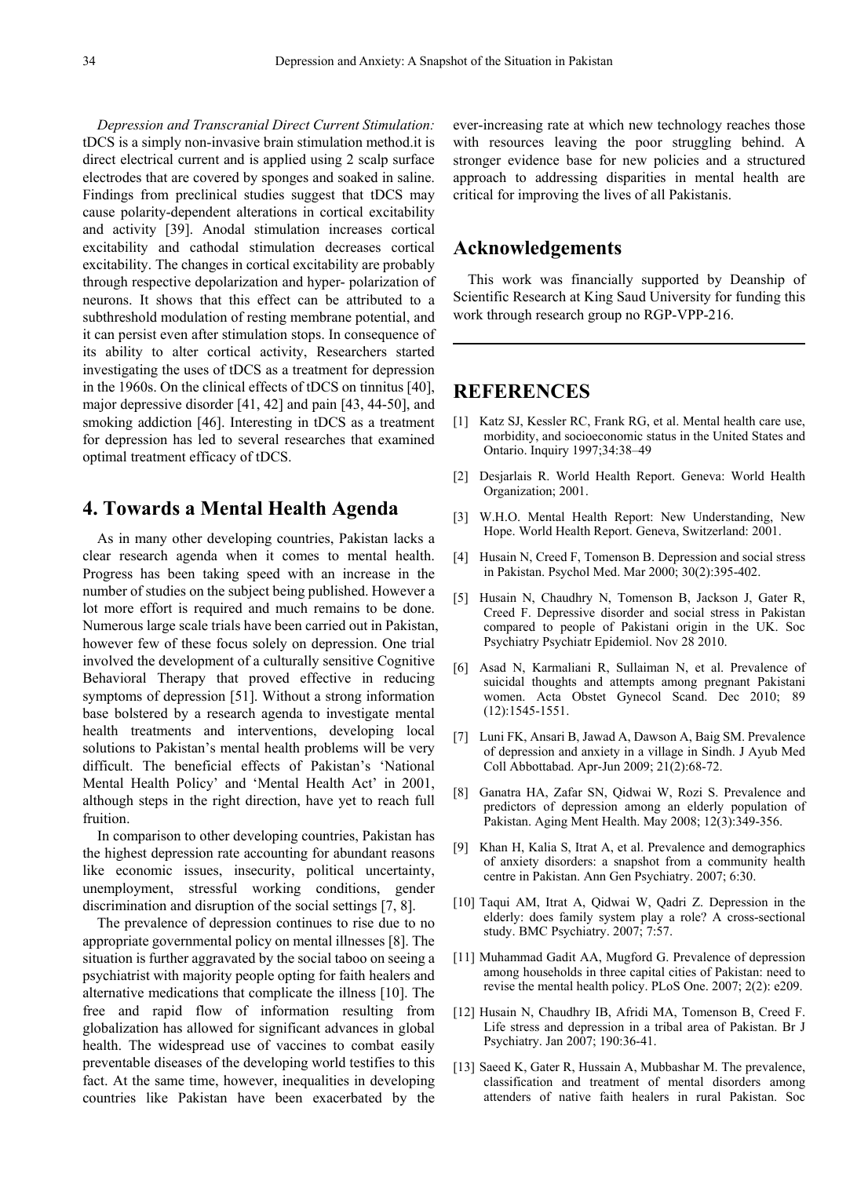*Depression and Transcranial Direct Current Stimulation:* tDCS is a simply non-invasive brain stimulation method.it is direct electrical current and is applied using 2 scalp surface electrodes that are covered by sponges and soaked in saline. Findings from preclinical studies suggest that tDCS may cause polarity-dependent alterations in cortical excitability and activity [39]. Anodal stimulation increases cortical excitability and cathodal stimulation decreases cortical excitability. The changes in cortical excitability are probably through respective depolarization and hyper- polarization of neurons. It shows that this effect can be attributed to a subthreshold modulation of resting membrane potential, and it can persist even after stimulation stops. In consequence of its ability to alter cortical activity, Researchers started investigating the uses of tDCS as a treatment for depression in the 1960s. On the clinical effects of tDCS on tinnitus [40], major depressive disorder [41, 42] and pain [43, 44-50], and smoking addiction [46]. Interesting in tDCS as a treatment for depression has led to several researches that examined optimal treatment efficacy of tDCS.

## 4. Towards a Mental Health Agenda

As in many other developing countries, Pakistan lacks a clear research agenda when it comes to mental health. Progress has been taking speed with an increase in the number of studies on the subject being published. However a lot more effort is required and much remains to be done. Numerous large scale trials have been carried out in Pakistan, however few of these focus solely on depression. One trial involved the development of a culturally sensitive Cognitive Behavioral Therapy that proved effective in reducing symptoms of depression [51]. Without a strong information base bolstered by a research agenda to investigate mental health treatments and interventions, developing local solutions to Pakistan's mental health problems will be very difficult. The beneficial effects of Pakistan's 'National Mental Health Policy' and 'Mental Health Act' in 2001, although steps in the right direction, have yet to reach full fruition.

In comparison to other developing countries, Pakistan has the highest depression rate accounting for abundant reasons like economic issues, insecurity, political uncertainty, unemployment, stressful working conditions, gender discrimination and disruption of the social settings [7, 8].

The prevalence of depression continues to rise due to no appropriate governmental policy on mental illnesses [8]. The situation is further aggravated by the social taboo on seeing a psychiatrist with majority people opting for faith healers and alternative medications that complicate the illness [10]. The free and rapid flow of information resulting from globalization has allowed for significant advances in global health. The widespread use of vaccines to combat easily preventable diseases of the developing world testifies to this fact. At the same time, however, inequalities in developing countries like Pakistan have been exacerbated by the ever-increasing rate at which new technology reaches those with resources leaving the poor struggling behind. A stronger evidence base for new policies and a structured approach to addressing disparities in mental health are critical for improving the lives of all Pakistanis.

## Acknowledgements

This work was financially supported by Deanship of Scientific Research at King Saud University for funding this work through research group no RGP-VPP-216.

## REFERENCES

[1] Katz SJ, Kessler RC, Frank RG, et al. Mental health care use, morbidity, and socioeconomic status in the United States and Ontario. Inquiry 1997;34:38–49

[2] Desjarlais R. World Health Report. Geneva: World Health Organization; 2001.

[3] W.H.O. Mental Health Report: New Understanding, New Hope. World Health Report. Geneva, Switzerland: 2001.

[4] Husain N, Creed F, Tomenson B. Depression and social stress in Pakistan. Psychol Med. Mar 2000; 30(2):395-402.

[5] Husain N, Chaudhry N, Tomenson B, Jackson J, Gater R, Creed F. Depressive disorder and social stress in Pakistan compared to people of Pakistani origin in the UK. Soc Psychiatry Psychiatr Epidemiol. Nov 28 2010.

[6] Asad N, Karmaliani R, Sullaiman N, et al. Prevalence of suicidal thoughts and attempts among pregnant Pakistani women. Acta Obstet Gynecol Scand. Dec 2010; 89 (12):1545-1551.

[7] Luni FK, Ansari B, Jawad A, Dawson A, Baig SM. Prevalence of depression and anxiety in a village in Sindh. J Ayub Med Coll Abbottabad. Apr-Jun 2009; 21(2):68-72.

[8] Ganatra HA, Zafar SN, Qidwai W, Rozi S. Prevalence and predictors of depression among an elderly population of Pakistan. Aging Ment Health. May 2008; 12(3):349-356.

[9] Khan H, Kalia S, Itrat A, et al. Prevalence and demographics of anxiety disorders: a snapshot from a community health centre in Pakistan. Ann Gen Psychiatry. 2007; 6:30.

[10] Taqui AM, Itrat A, Qidwai W, Qadri Z. Depression in the elderly: does family system play a role? A cross-sectional study. BMC Psychiatry. 2007; 7:57.

[11] Muhammad Gadit AA, Mugford G. Prevalence of depression among households in three capital cities of Pakistan: need to revise the mental health policy. PLoS One. 2007; 2(2): e209.

[12] Husain N, Chaudhry IB, Afridi MA, Tomenson B, Creed F. Life stress and depression in a tribal area of Pakistan. Br J Psychiatry. Jan 2007; 190:36-41.

[13] Saeed K, Gater R, Hussain A, Mubbashar M. The prevalence, classification and treatment of mental disorders among attenders of native faith healers in rural Pakistan. Soc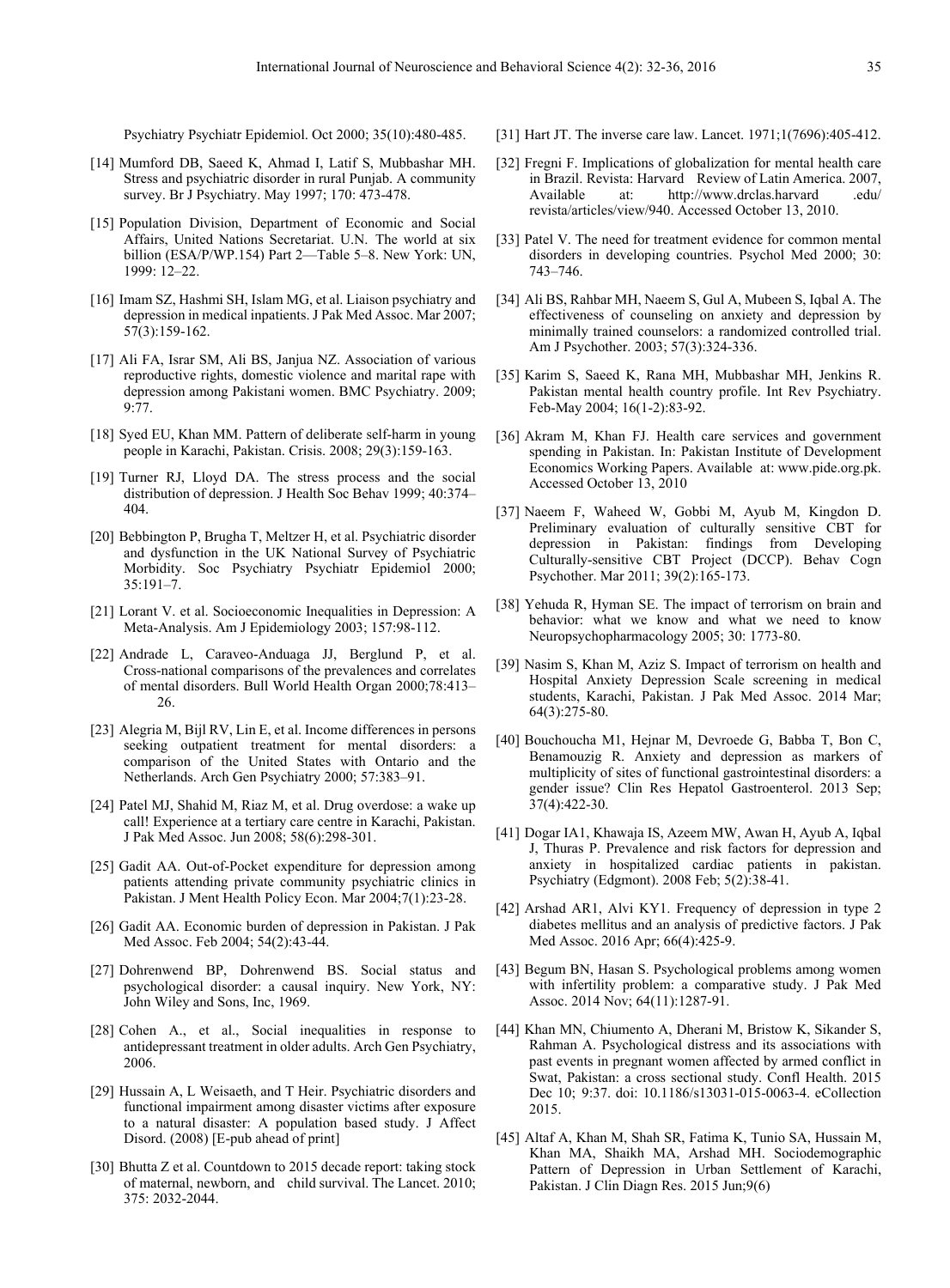Psychiatry Psychiatr Epidemiol. Oct 2000; 35(10):480-485.

[14] Mumford DB, Saeed K, Ahmad I, Latif S, Mubbashar MH. Stress and psychiatric disorder in rural Punjab. A community survey. Br J Psychiatry. May 1997; 170: 473-478.

[15] Population Division, Department of Economic and Social Affairs, United Nations Secretariat. U.N. The world at six billion (ESA/P/WP.154) Part 2—Table 5–8. New York: UN, 1999: 12–22.

[16] Imam SZ, Hashmi SH, Islam MG, et al. Liaison psychiatry and depression in medical inpatients. J Pak Med Assoc. Mar 2007; 57(3):159-162.

[17] Ali FA, Israr SM, Ali BS, Janjua NZ. Association of various reproductive rights, domestic violence and marital rape with depression among Pakistani women. BMC Psychiatry. 2009; 9:77.

[18] Syed EU, Khan MM. Pattern of deliberate self-harm in young people in Karachi, Pakistan. Crisis. 2008; 29(3):159-163.

[19] Turner RJ, Lloyd DA. The stress process and the social distribution of depression. J Health Soc Behav 1999; 40:374–404.

[20] Bebbington P, Brugha T, Meltzer H, et al. Psychiatric disorder and dysfunction in the UK National Survey of Psychiatric Morbidity. Soc Psychiatry Psychiatr Epidemiol 2000; 35:191–7.

[21] Lorant V. et al. Socioeconomic Inequalities in Depression: A Meta-Analysis. Am J Epidemiology 2003; 157:98-112.

[22] Andrade L, Caraveo-Anduaga JJ, Berglund P, et al. Cross-national comparisons of the prevalences and correlates of mental disorders. Bull World Health Organ 2000;78:413–26.

[23] Alegria M, Bijl RV, Lin E, et al. Income differences in persons seeking outpatient treatment for mental disorders: a comparison of the United States with Ontario and the Netherlands. Arch Gen Psychiatry 2000; 57:383–91.

[24] Patel MJ, Shahid M, Riaz M, et al. Drug overdose: a wake up call! Experience at a tertiary care centre in Karachi, Pakistan. J Pak Med Assoc. Jun 2008; 58(6):298-301.

[25] Gadit AA. Out-of-Pocket expenditure for depression among patients attending private community psychiatric clinics in Pakistan. J Ment Health Policy Econ. Mar 2004;7(1):23-28.

[26] Gadit AA. Economic burden of depression in Pakistan. J Pak Med Assoc. Feb 2004; 54(2):43-44.

[27] Dohrenwend BP, Dohrenwend BS. Social status and psychological disorder: a causal inquiry. New York, NY: John Wiley and Sons, Inc, 1969.

[28] Cohen A., et al., Social inequalities in response to antidepressant treatment in older adults. Arch Gen Psychiatry, 2006.

[29] Hussain A, L Weisaeth, and T Heir. Psychiatric disorders and functional impairment among disaster victims after exposure to a natural disaster: A population based study. J Affect Disord. (2008) [E-pub ahead of print]

[30] Bhutta Z et al. Countdown to 2015 decade report: taking stock of maternal, newborn, and child survival. The Lancet. 2010; 375: 2032-2044.

[31] Hart JT. The inverse care law. Lancet. 1971;1(7696):405-412.

[32] Fregni F. Implications of globalization for mental health care in Brazil. Revista: Harvard Review of Latin America. 2007, Available at: http://www.drclas.harvard .edu/ revista/articles/view/940. Accessed October 13, 2010.

[33] Patel V. The need for treatment evidence for common mental disorders in developing countries. Psychol Med 2000; 30: 743–746.

[34] Ali BS, Rahbar MH, Naeem S, Gul A, Mubeen S, Iqbal A. The effectiveness of counseling on anxiety and depression by minimally trained counselors: a randomized controlled trial. Am J Psychother. 2003; 57(3):324-336.

[35] Karim S, Saeed K, Rana MH, Mubbashar MH, Jenkins R. Pakistan mental health country profile. Int Rev Psychiatry. Feb-May 2004; 16(1-2):83-92.

[36] Akram M, Khan FJ. Health care services and government spending in Pakistan. In: Pakistan Institute of Development Economics Working Papers. Available at: www.pide.org.pk. Accessed October 13, 2010

[37] Naeem F, Waheed W, Gobbi M, Ayub M, Kingdon D. Preliminary evaluation of culturally sensitive CBT for depression in Pakistan: findings from Developing Culturally-sensitive CBT Project (DCCP). Behav Cogn Psychother. Mar 2011; 39(2):165-173.

[38] Yehuda R, Hyman SE. The impact of terrorism on brain and behavior: what we know and what we need to know Neuropsychopharmacology 2005; 30: 1773-80.

[39] Nasim S, Khan M, Aziz S. Impact of terrorism on health and Hospital Anxiety Depression Scale screening in medical students, Karachi, Pakistan. J Pak Med Assoc. 2014 Mar; 64(3):275-80.

[40] Bouchoucha M1, Hejnar M, Devroede G, Babba T, Bon C, Benamouzig R. Anxiety and depression as markers of multiplicity of sites of functional gastrointestinal disorders: a gender issue? Clin Res Hepatol Gastroenterol. 2013 Sep; 37(4):422-30.

[41] Dogar IA1, Khawaja IS, Azeem MW, Awan H, Ayub A, Iqbal J, Thuras P. Prevalence and risk factors for depression and anxiety in hospitalized cardiac patients in pakistan. Psychiatry (Edgmont). 2008 Feb; 5(2):38-41.

[42] Arshad AR1, Alvi KY1. Frequency of depression in type 2 diabetes mellitus and an analysis of predictive factors. J Pak Med Assoc. 2016 Apr; 66(4):425-9.

[43] Begum BN, Hasan S. Psychological problems among women with infertility problem: a comparative study. J Pak Med Assoc. 2014 Nov; 64(11):1287-91.

[44] Khan MN, Chiumento A, Dherani M, Bristow K, Sikander S, Rahman A. Psychological distress and its associations with past events in pregnant women affected by armed conflict in Swat, Pakistan: a cross sectional study. Confl Health. 2015 Dec 10; 9:37. doi: 10.1186/s13031-015-0063-4. eCollection 2015.

[45] Altaf A, Khan M, Shah SR, Fatima K, Tunio SA, Hussain M, Khan MA, Shaikh MA, Arshad MH. Sociodemographic Pattern of Depression in Urban Settlement of Karachi, Pakistan. J Clin Diagn Res. 2015 Jun;9(6)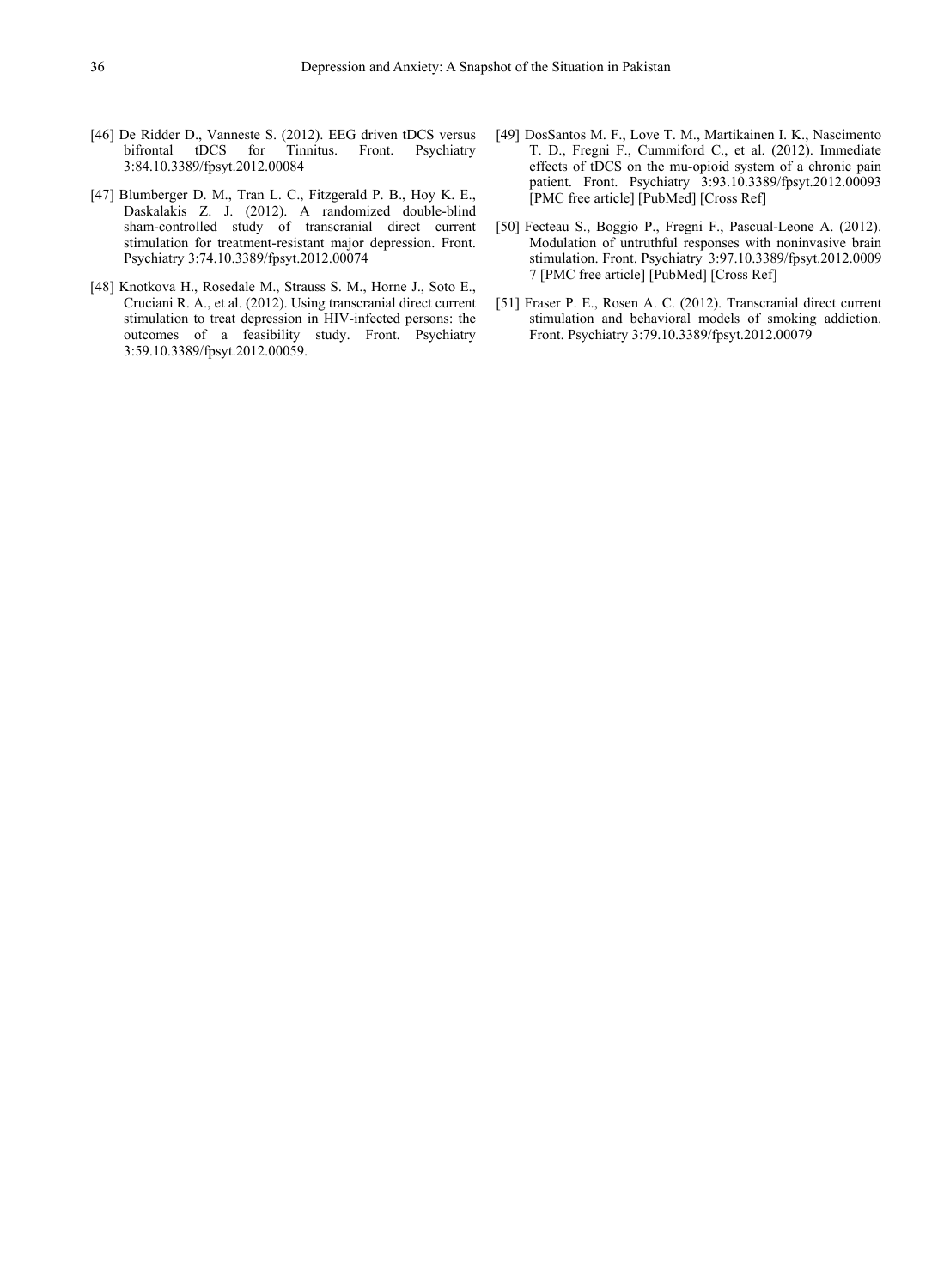[46] De Ridder D., Vanneste S. (2012). EEG driven tDCS versus bifrontal tDCS for Tinnitus. Front. Psychiatry 3:84.10.3389/fpsyt.2012.00084

[47] Blumberger D. M., Tran L. C., Fitzgerald P. B., Hoy K. E., Daskalakis Z. J. (2012). A randomized double-blind sham-controlled study of transcranial direct current stimulation for treatment-resistant major depression. Front. Psychiatry 3:74.10.3389/fpsyt.2012.00074

[48] Knotkova H., Rosedale M., Strauss S. M., Horne J., Soto E., Cruciani R. A., et al. (2012). Using transcranial direct current stimulation to treat depression in HIV-infected persons: the outcomes of a feasibility study. Front. Psychiatry 3:59.10.3389/fpsyt.2012.00059.

[49] DosSantos M. F., Love T. M., Martikainen I. K., Nascimento T. D., Fregni F., Cummiford C., et al. (2012). Immediate effects of tDCS on the mu-opioid system of a chronic pain patient. Front. Psychiatry 3:93.10.3389/fpsyt.2012.00093 [PMC free article] [PubMed] [Cross Ref]

[50] Fecteau S., Boggio P., Fregni F., Pascual-Leone A. (2012). Modulation of untruthful responses with noninvasive brain stimulation. Front. Psychiatry 3:97.10.3389/fpsyt.2012.00097 [PMC free article] [PubMed] [Cross Ref]

[51] Fraser P. E., Rosen A. C. (2012). Transcranial direct current stimulation and behavioral models of smoking addiction. Front. Psychiatry 3:79.10.3389/fpsyt.2012.00079